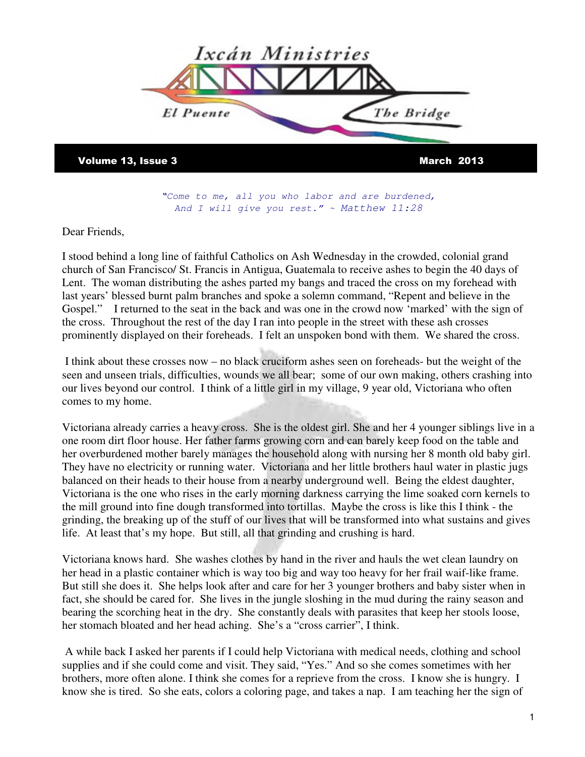# Ixcán Ministries

**El Puente — The Bridge**

**Volume 13, Issue 3 — March 2013**

*"Come to me, all you who labor and are burdened,
And I will give you rest." ~ Matthew 11:28*

Dear Friends,

I stood behind a long line of faithful Catholics on Ash Wednesday in the crowded, colonial grand church of San Francisco/ St. Francis in Antigua, Guatemala to receive ashes to begin the 40 days of Lent. The woman distributing the ashes parted my bangs and traced the cross on my forehead with last years' blessed burnt palm branches and spoke a solemn command, "Repent and believe in the Gospel." I returned to the seat in the back and was one in the crowd now 'marked' with the sign of the cross. Throughout the rest of the day I ran into people in the street with these ash crosses prominently displayed on their foreheads. I felt an unspoken bond with them. We shared the cross.

I think about these crosses now – no black cruciform ashes seen on foreheads- but the weight of the seen and unseen trials, difficulties, wounds we all bear; some of our own making, others crashing into our lives beyond our control. I think of a little girl in my village, 9 year old, Victoriana who often comes to my home.

Victoriana already carries a heavy cross. She is the oldest girl. She and her 4 younger siblings live in a one room dirt floor house. Her father farms growing corn and can barely keep food on the table and her overburdened mother barely manages the household along with nursing her 8 month old baby girl. They have no electricity or running water. Victoriana and her little brothers haul water in plastic jugs balanced on their heads to their house from a nearby underground well. Being the eldest daughter, Victoriana is the one who rises in the early morning darkness carrying the lime soaked corn kernels to the mill ground into fine dough transformed into tortillas. Maybe the cross is like this I think - the grinding, the breaking up of the stuff of our lives that will be transformed into what sustains and gives life. At least that's my hope. But still, all that grinding and crushing is hard.

Victoriana knows hard. She washes clothes by hand in the river and hauls the wet clean laundry on her head in a plastic container which is way too big and way too heavy for her frail waif-like frame. But still she does it. She helps look after and care for her 3 younger brothers and baby sister when in fact, she should be cared for. She lives in the jungle sloshing in the mud during the rainy season and bearing the scorching heat in the dry. She constantly deals with parasites that keep her stools loose, her stomach bloated and her head aching. She's a "cross carrier", I think.

A while back I asked her parents if I could help Victoriana with medical needs, clothing and school supplies and if she could come and visit. They said, "Yes." And so she comes sometimes with her brothers, more often alone. I think she comes for a reprieve from the cross. I know she is hungry. I know she is tired. So she eats, colors a coloring page, and takes a nap. I am teaching her the sign of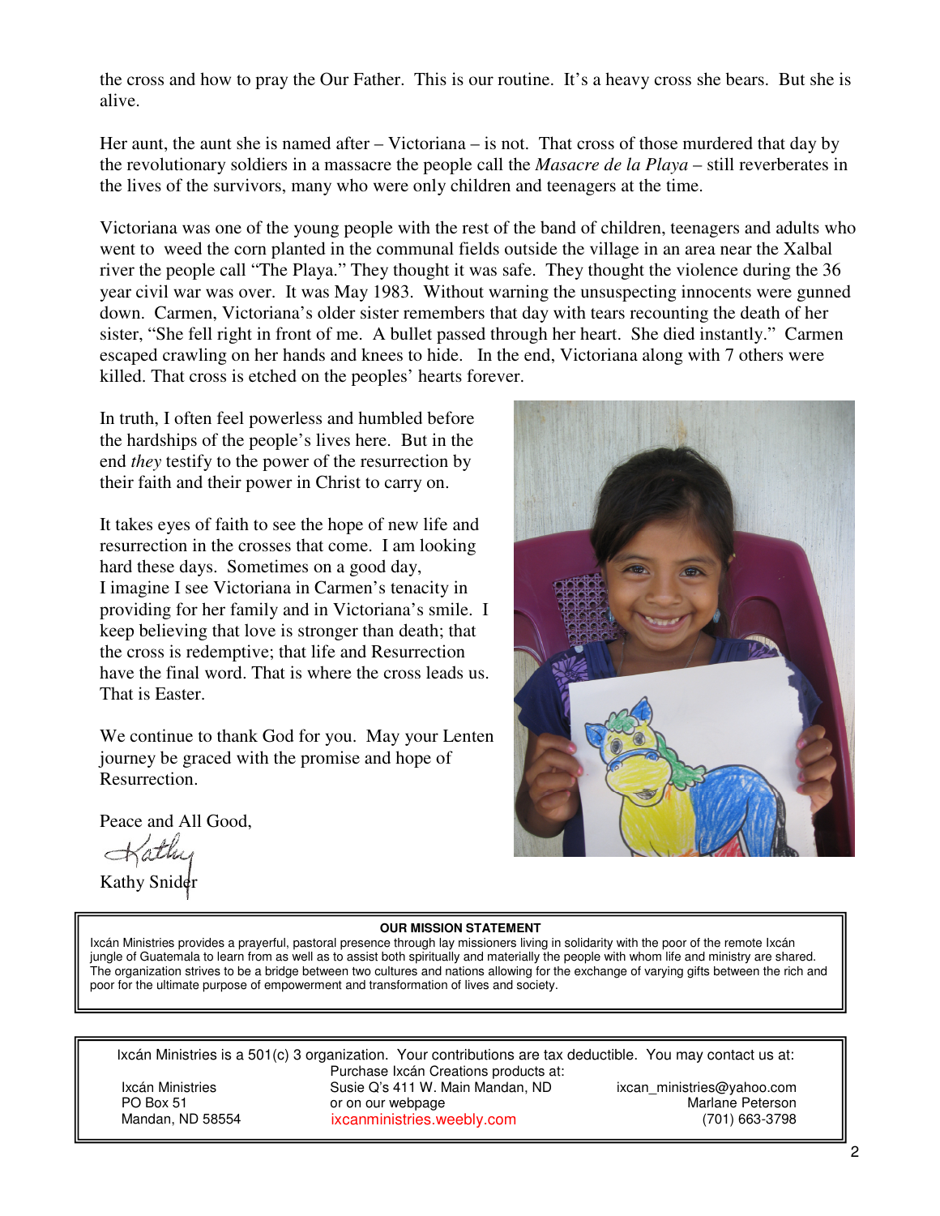the cross and how to pray the Our Father. This is our routine. It's a heavy cross she bears. But she is alive.

Her aunt, the aunt she is named after – Victoriana – is not. That cross of those murdered that day by the revolutionary soldiers in a massacre the people call the *Masacre de la Playa* – still reverberates in the lives of the survivors, many who were only children and teenagers at the time.

Victoriana was one of the young people with the rest of the band of children, teenagers and adults who went to weed the corn planted in the communal fields outside the village in an area near the Xalbal river the people call "The Playa." They thought it was safe. They thought the violence during the 36 year civil war was over. It was May 1983. Without warning the unsuspecting innocents were gunned down. Carmen, Victoriana's older sister remembers that day with tears recounting the death of her sister, "She fell right in front of me. A bullet passed through her heart. She died instantly." Carmen escaped crawling on her hands and knees to hide. In the end, Victoriana along with 7 others were killed. That cross is etched on the peoples' hearts forever.

In truth, I often feel powerless and humbled before the hardships of the people's lives here. But in the end *they* testify to the power of the resurrection by their faith and their power in Christ to carry on.

It takes eyes of faith to see the hope of new life and resurrection in the crosses that come. I am looking hard these days. Sometimes on a good day, I imagine I see Victoriana in Carmen's tenacity in providing for her family and in Victoriana's smile. I keep believing that love is stronger than death; that the cross is redemptive; that life and Resurrection have the final word. That is where the cross leads us. That is Easter.

We continue to thank God for you. May your Lenten journey be graced with the promise and hope of Resurrection.

Peace and All Good,

Kathy

Kathy Snider

**OUR MISSION STATEMENT**

Ixcán Ministries provides a prayerful, pastoral presence through lay missioners living in solidarity with the poor of the remote Ixcán jungle of Guatemala to learn from as well as to assist both spiritually and materially the people with whom life and ministry are shared. The organization strives to be a bridge between two cultures and nations allowing for the exchange of varying gifts between the rich and poor for the ultimate purpose of empowerment and transformation of lives and society.

Ixcán Ministries is a 501(c) 3 organization. Your contributions are tax deductible. You may contact us at:

Ixcán Ministries
PO Box 51
Mandan, ND 58554

Purchase Ixcán Creations products at:
Susie Q's 411 W. Main Mandan, ND
or on our webpage
ixcanministries.weebly.com

ixcan_ministries@yahoo.com
Marlane Peterson
(701) 663-3798